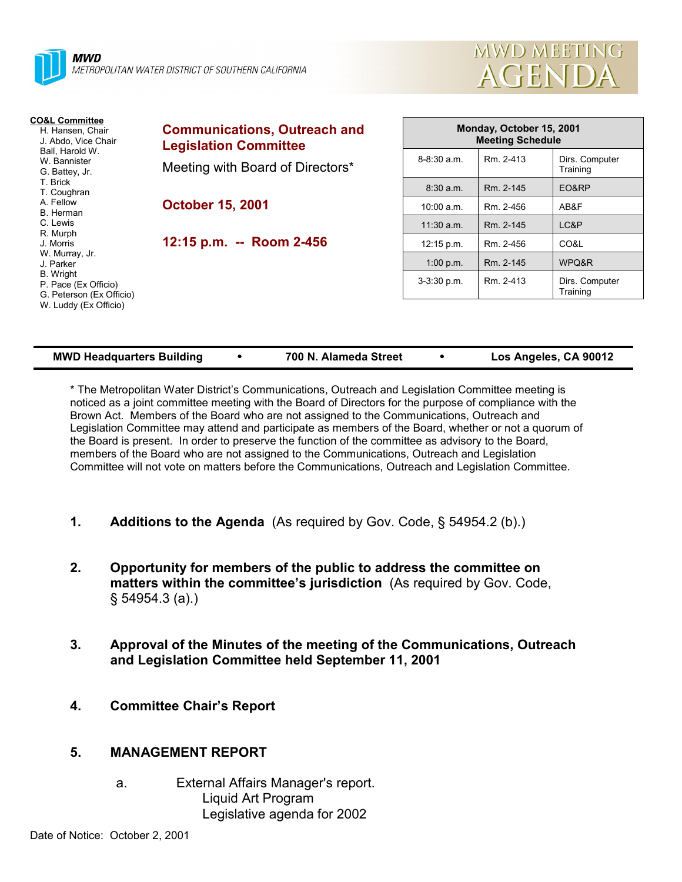**MWD**
METROPOLITAN WATER DISTRICT OF SOUTHERN CALIFORNIA

# MWD MEETING AGENDA

**CO&L Committee**
- H. Hansen, Chair
- J. Abdo, Vice Chair
- Ball, Harold W.
- W. Bannister
- G. Battey, Jr.
- T. Brick
- T. Coughran
- A. Fellow
- B. Herman
- C. Lewis
- R. Murph
- J. Morris
- W. Murray, Jr.
- J. Parker
- B. Wright
- P. Pace (Ex Officio)
- G. Peterson (Ex Officio)
- W. Luddy (Ex Officio)

## Communications, Outreach and Legislation Committee

Meeting with Board of Directors*

**October 15, 2001**

**12:15 p.m. -- Room 2-456**

| Monday, October 15, 2001 Meeting Schedule | | |
|---|---|---|
| 8-8:30 a.m. | Rm. 2-413 | Dirs. Computer Training |
| 8:30 a.m. | Rm. 2-145 | EO&RP |
| 10:00 a.m. | Rm. 2-456 | AB&F |
| 11:30 a.m. | Rm. 2-145 | LC&P |
| 12:15 p.m. | Rm. 2-456 | CO&L |
| 1:00 p.m. | Rm. 2-145 | WPQ&R |
| 3-3:30 p.m. | Rm. 2-413 | Dirs. Computer Training |

**MWD Headquarters Building • 700 N. Alameda Street • Los Angeles, CA 90012**

* The Metropolitan Water District's Communications, Outreach and Legislation Committee meeting is noticed as a joint committee meeting with the Board of Directors for the purpose of compliance with the Brown Act. Members of the Board who are not assigned to the Communications, Outreach and Legislation Committee may attend and participate as members of the Board, whether or not a quorum of the Board is present. In order to preserve the function of the committee as advisory to the Board, members of the Board who are not assigned to the Communications, Outreach and Legislation Committee will not vote on matters before the Communications, Outreach and Legislation Committee.

1. **Additions to the Agenda** (As required by Gov. Code, § 54954.2 (b).)

2. **Opportunity for members of the public to address the committee on matters within the committee's jurisdiction** (As required by Gov. Code, § 54954.3 (a).)

3. **Approval of the Minutes of the meeting of the Communications, Outreach and Legislation Committee held September 11, 2001**

4. **Committee Chair's Report**

5. **MANAGEMENT REPORT**

   a. External Affairs Manager's report.
      - Liquid Art Program
      - Legislative agenda for 2002

Date of Notice: October 2, 2001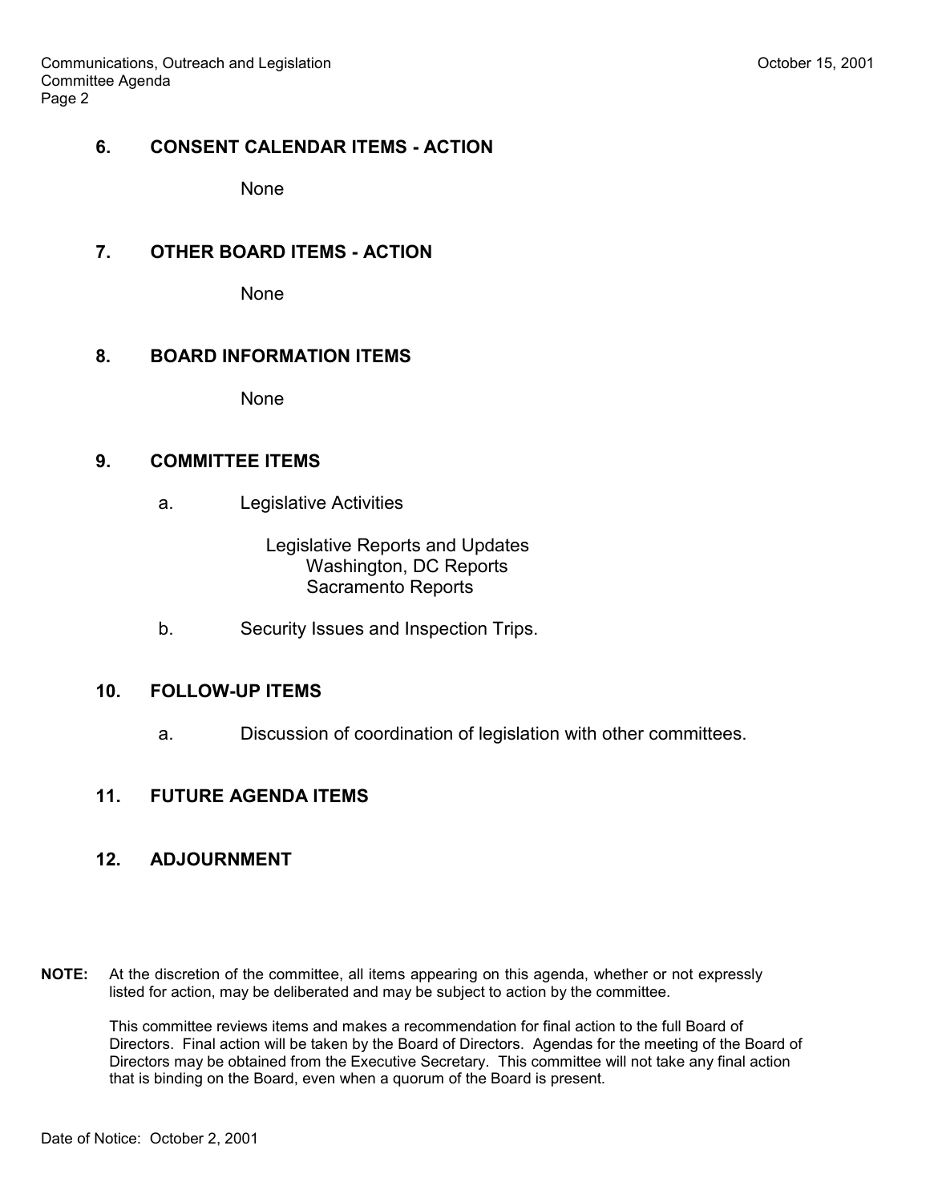## 6. CONSENT CALENDAR ITEMS - ACTION

None

## 7. OTHER BOARD ITEMS - ACTION

None

## 8. BOARD INFORMATION ITEMS

None

## 9. COMMITTEE ITEMS

a. Legislative Activities

   Legislative Reports and Updates
   - Washington, DC Reports
   - Sacramento Reports

b. Security Issues and Inspection Trips.

## 10. FOLLOW-UP ITEMS

a. Discussion of coordination of legislation with other committees.

## 11. FUTURE AGENDA ITEMS

## 12. ADJOURNMENT

**NOTE:** At the discretion of the committee, all items appearing on this agenda, whether or not expressly listed for action, may be deliberated and may be subject to action by the committee.

This committee reviews items and makes a recommendation for final action to the full Board of Directors. Final action will be taken by the Board of Directors. Agendas for the meeting of the Board of Directors may be obtained from the Executive Secretary. This committee will not take any final action that is binding on the Board, even when a quorum of the Board is present.

Date of Notice: October 2, 2001